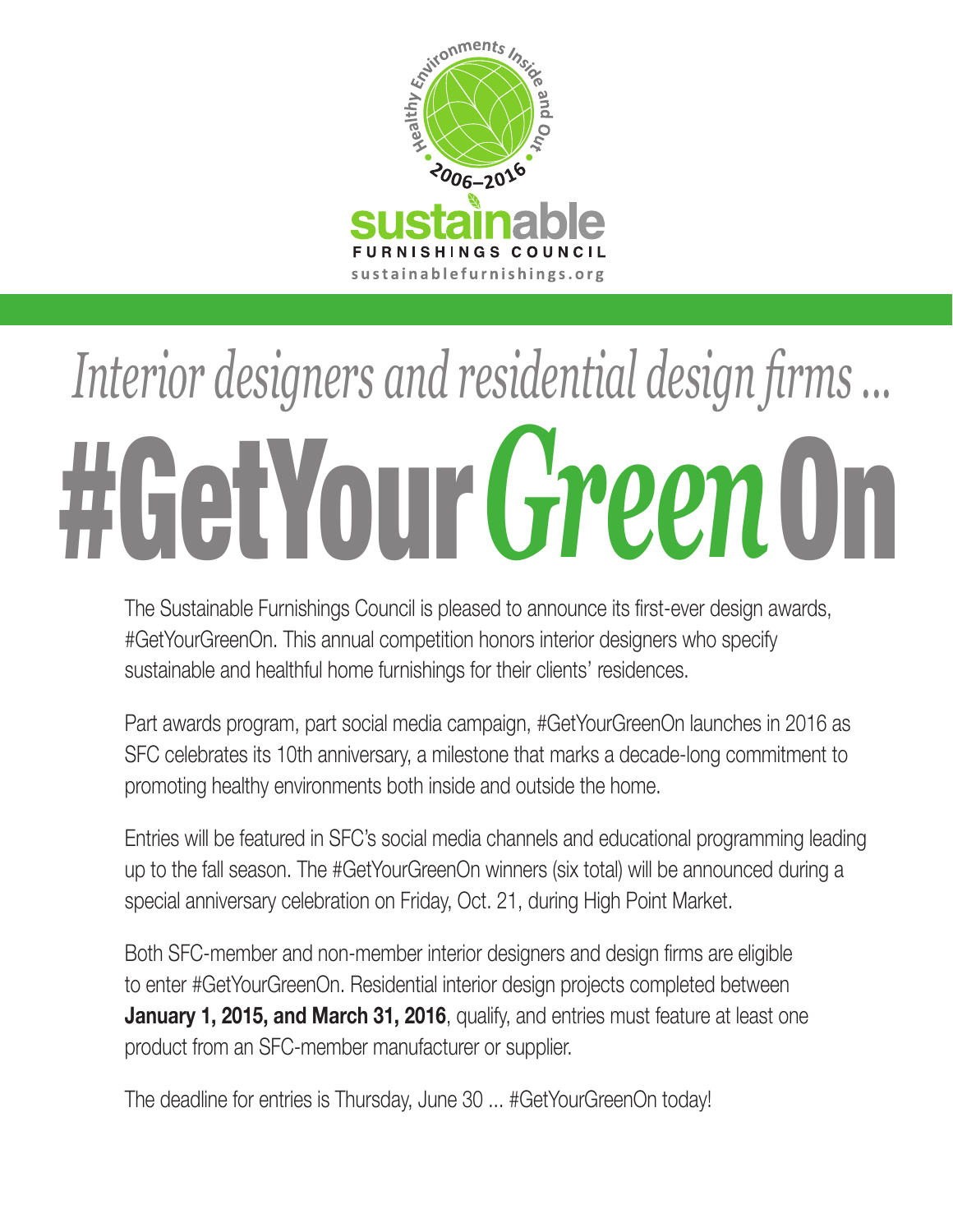Healthy Environments Inside and Out

2006–2016

**sustainable**

FURNISHINGS COUNCIL

sustainablefurnishings.org

*Interior designers and residential design firms ...*

# #GetYour*Green*On

The Sustainable Furnishings Council is pleased to announce its first-ever design awards, #GetYourGreenOn. This annual competition honors interior designers who specify sustainable and healthful home furnishings for their clients' residences.

Part awards program, part social media campaign, #GetYourGreenOn launches in 2016 as SFC celebrates its 10th anniversary, a milestone that marks a decade-long commitment to promoting healthy environments both inside and outside the home.

Entries will be featured in SFC's social media channels and educational programming leading up to the fall season. The #GetYourGreenOn winners (six total) will be announced during a special anniversary celebration on Friday, Oct. 21, during High Point Market.

Both SFC-member and non-member interior designers and design firms are eligible to enter #GetYourGreenOn. Residential interior design projects completed between **January 1, 2015, and March 31, 2016**, qualify, and entries must feature at least one product from an SFC-member manufacturer or supplier.

The deadline for entries is Thursday, June 30 ... #GetYourGreenOn today!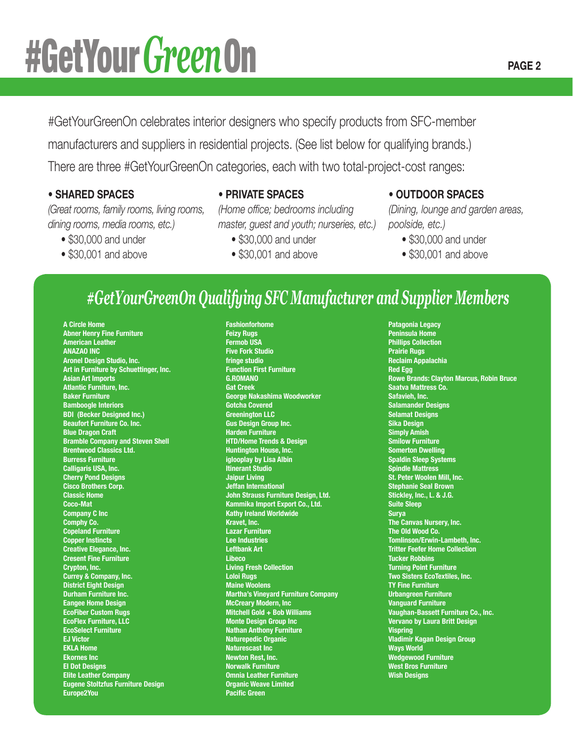# #GetYourGreenOn

#GetYourGreenOn celebrates interior designers who specify products from SFC-member manufacturers and suppliers in residential projects. (See list below for qualifying brands.) There are three #GetYourGreenOn categories, each with two total-project-cost ranges:

- **SHARED SPACES**
  *(Great rooms, family rooms, living rooms, dining rooms, media rooms, etc.)*
  - $30,000 and under
  - $30,001 and above
- **PRIVATE SPACES**
  *(Home office; bedrooms including master, guest and youth; nurseries, etc.)*
  - $30,000 and under
  - $30,001 and above
- **OUTDOOR SPACES**
  *(Dining, lounge and garden areas, poolside, etc.)*
  - $30,000 and under
  - $30,001 and above

## *#GetYourGreenOn Qualifying SFC Manufacturer and Supplier Members*

**A Circle Home**
**Abner Henry Fine Furniture**
**American Leather**
**ANAZAO INC**
**Aronel Design Studio, Inc.**
**Art in Furniture by Schuettinger, Inc.**
**Asian Art Imports**
**Atlantic Furniture, Inc.**
**Baker Furniture**
**Bamboogle Interiors**
**BDI (Becker Designed Inc.)**
**Beaufort Furniture Co. Inc.**
**Blue Dragon Craft**
**Bramble Company and Steven Shell**
**Brentwood Classics Ltd.**
**Burress Furniture**
**Calligaris USA, Inc.**
**Cherry Pond Designs**
**Cisco Brothers Corp.**
**Classic Home**
**Coco-Mat**
**Company C Inc**
**Comphy Co.**
**Copeland Furniture**
**Copper Instincts**
**Creative Elegance, Inc.**
**Cresent Fine Furniture**
**Crypton, Inc.**
**Currey & Company, Inc.**
**District Eight Design**
**Durham Furniture Inc.**
**Eangee Home Design**
**EcoFiber Custom Rugs**
**EcoFlex Furniture, LLC**
**EcoSelect Furniture**
**EJ Victor**
**EKLA Home**
**Ekornes Inc**
**El Dot Designs**
**Elite Leather Company**
**Eugene Stoltzfus Furniture Design**
**Europe2You**
**Fashionforhome**
**Feizy Rugs**
**Fermob USA**
**Five Fork Studio**
**fringe studio**
**Function First Furniture**
**G.ROMANO**
**Gat Creek**
**George Nakashima Woodworker**
**Gotcha Covered**
**Greenington LLC**
**Gus Design Group Inc.**
**Harden Furniture**
**HTD/Home Trends & Design**
**Huntington House, Inc.**
**iglooplay by Lisa Albin**
**Itinerant Studio**
**Jaipur Living**
**Jeffan International**
**John Strauss Furniture Design, Ltd.**
**Kammika Import Export Co., Ltd.**
**Kathy Ireland Worldwide**
**Kravet, Inc.**
**Lazar Furniture**
**Lee Industries**
**Leftbank Art**
**Libeco**
**Living Fresh Collection**
**Loloi Rugs**
**Maine Woolens**
**Martha's Vineyard Furniture Company**
**McCreary Modern, Inc**
**Mitchell Gold + Bob Williams**
**Monte Design Group Inc**
**Nathan Anthony Furniture**
**Naturepedic Organic**
**Naturescast Inc**
**Newton Rest, Inc.**
**Norwalk Furniture**
**Omnia Leather Furniture**
**Organic Weave Limited**
**Pacific Green**
**Patagonia Legacy**
**Peninsula Home**
**Phillips Collection**
**Prairie Rugs**
**Reclaim Appalachia**
**Red Egg**
**Rowe Brands: Clayton Marcus, Robin Bruce**
**Saatva Mattress Co.**
**Safavieh, Inc.**
**Salamander Designs**
**Selamat Designs**
**Sika Design**
**Simply Amish**
**Smilow Furniture**
**Somerton Dwelling**
**Spaldin Sleep Systems**
**Spindle Mattress**
**St. Peter Woolen Mill, Inc.**
**Stephanie Seal Brown**
**Stickley, Inc., L. & J.G.**
**Suite Sleep**
**Surya**
**The Canvas Nursery, Inc.**
**The Old Wood Co.**
**Tomlinson/Erwin-Lambeth, Inc.**
**Tritter Feefer Home Collection**
**Tucker Robbins**
**Turning Point Furniture**
**Two Sisters EcoTextiles, Inc.**
**TY Fine Furniture**
**Urbangreen Furniture**
**Vanguard Furniture**
**Vaughan-Bassett Furniture Co., Inc.**
**Vervano by Laura Britt Design**
**Vispring**
**Vladimir Kagan Design Group**
**Ways World**
**Wedgewood Furniture**
**West Bros Furniture**
**Wish Designs**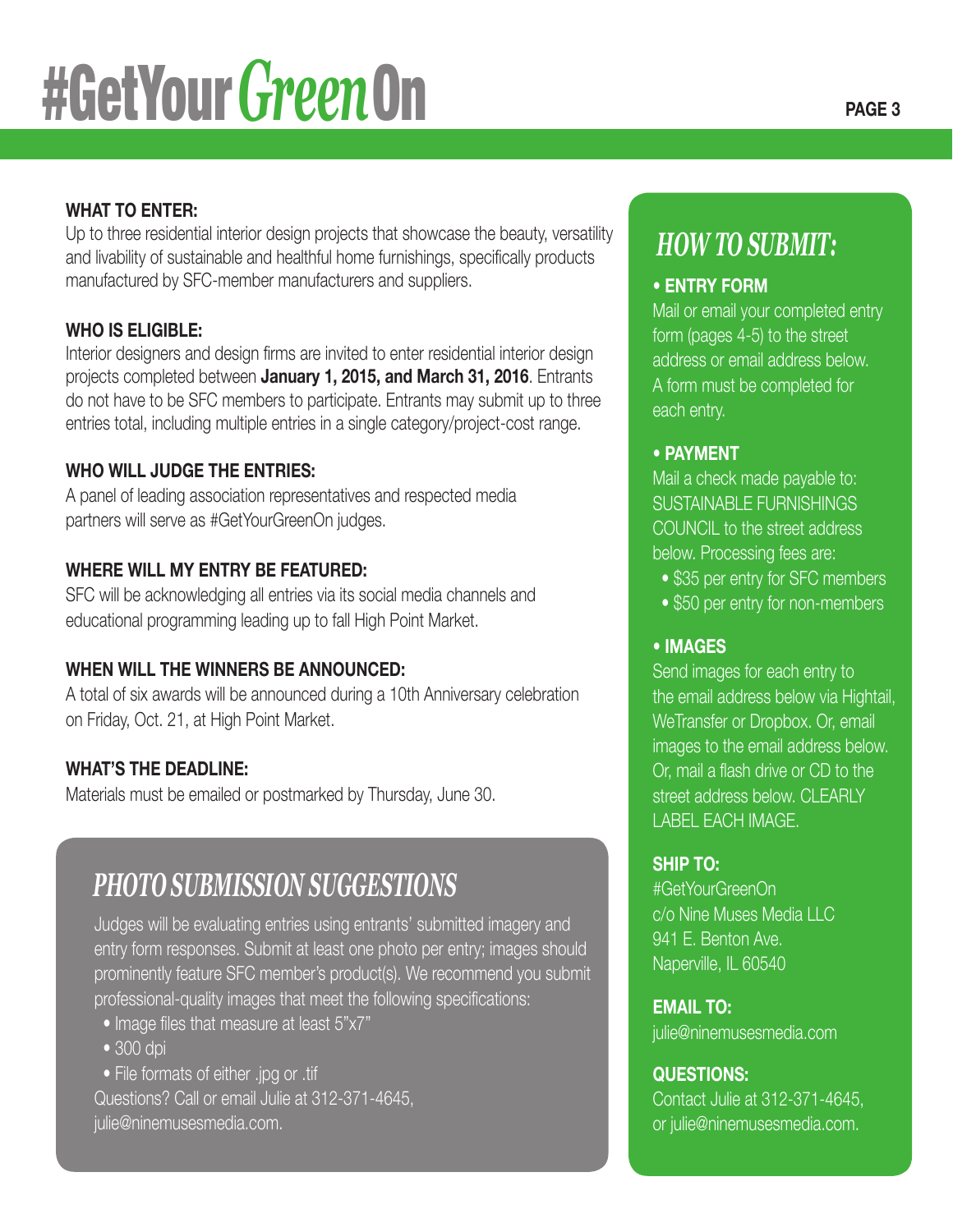# #GetYourGreenOn

**WHAT TO ENTER:**
Up to three residential interior design projects that showcase the beauty, versatility and livability of sustainable and healthful home furnishings, specifically products manufactured by SFC-member manufacturers and suppliers.

**WHO IS ELIGIBLE:**
Interior designers and design firms are invited to enter residential interior design projects completed between **January 1, 2015, and March 31, 2016**. Entrants do not have to be SFC members to participate. Entrants may submit up to three entries total, including multiple entries in a single category/project-cost range.

**WHO WILL JUDGE THE ENTRIES:**
A panel of leading association representatives and respected media partners will serve as #GetYourGreenOn judges.

**WHERE WILL MY ENTRY BE FEATURED:**
SFC will be acknowledging all entries via its social media channels and educational programming leading up to fall High Point Market.

**WHEN WILL THE WINNERS BE ANNOUNCED:**
A total of six awards will be announced during a 10th Anniversary celebration on Friday, Oct. 21, at High Point Market.

**WHAT'S THE DEADLINE:**
Materials must be emailed or postmarked by Thursday, June 30.

## *PHOTO SUBMISSION SUGGESTIONS*

Judges will be evaluating entries using entrants' submitted imagery and entry form responses. Submit at least one photo per entry; images should prominently feature SFC member's product(s). We recommend you submit professional-quality images that meet the following specifications:

- Image files that measure at least 5"x7"
- 300 dpi
- File formats of either .jpg or .tif

Questions? Call or email Julie at 312-371-4645, julie@ninemusesmedia.com.

## *HOW TO SUBMIT:*

**• ENTRY FORM**
Mail or email your completed entry form (pages 4-5) to the street address or email address below. A form must be completed for each entry.

**• PAYMENT**
Mail a check made payable to: SUSTAINABLE FURNISHINGS COUNCIL to the street address below. Processing fees are:

- $35 per entry for SFC members
- $50 per entry for non-members

**• IMAGES**
Send images for each entry to the email address below via Hightail, WeTransfer or Dropbox. Or, email images to the email address below. Or, mail a flash drive or CD to the street address below. CLEARLY LABEL EACH IMAGE.

**SHIP TO:**
#GetYourGreenOn
c/o Nine Muses Media LLC
941 E. Benton Ave.
Naperville, IL 60540

**EMAIL TO:**
julie@ninemusesmedia.com

**QUESTIONS:**
Contact Julie at 312-371-4645, or julie@ninemusesmedia.com.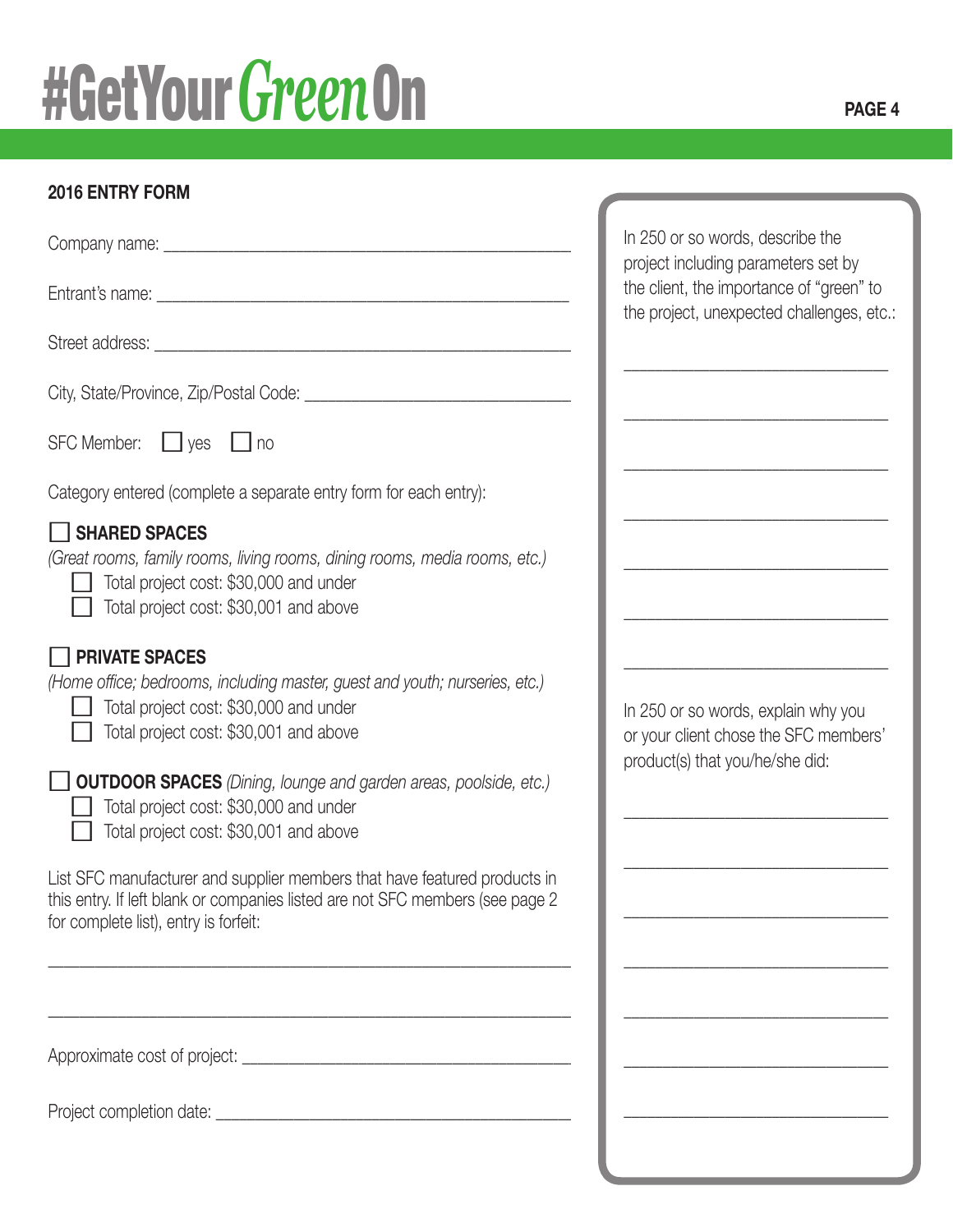# #GetYour*Green*On

## 2016 ENTRY FORM

Company name: ____________________________________________

Entrant's name: ____________________________________________

Street address: ____________________________________________

City, State/Province, Zip/Postal Code: ______________________________

SFC Member: ☐ yes ☐ no

Category entered (complete a separate entry form for each entry):

☐ **SHARED SPACES**
*(Great rooms, family rooms, living rooms, dining rooms, media rooms, etc.)*
- ☐ Total project cost: $30,000 and under
- ☐ Total project cost: $30,001 and above

☐ **PRIVATE SPACES**
*(Home office; bedrooms, including master, guest and youth; nurseries, etc.)*
- ☐ Total project cost: $30,000 and under
- ☐ Total project cost: $30,001 and above

☐ **OUTDOOR SPACES** *(Dining, lounge and garden areas, poolside, etc.)*
- ☐ Total project cost: $30,000 and under
- ☐ Total project cost: $30,001 and above

List SFC manufacturer and supplier members that have featured products in this entry. If left blank or companies listed are not SFC members (see page 2 for complete list), entry is forfeit:

____________________________________________

____________________________________________

Approximate cost of project: ______________________________

Project completion date: ______________________________

In 250 or so words, describe the project including parameters set by the client, the importance of "green" to the project, unexpected challenges, etc.:

______________________________

______________________________

______________________________

______________________________

______________________________

______________________________

______________________________

In 250 or so words, explain why you or your client chose the SFC members' product(s) that you/he/she did:

______________________________

______________________________

______________________________

______________________________

______________________________

______________________________

______________________________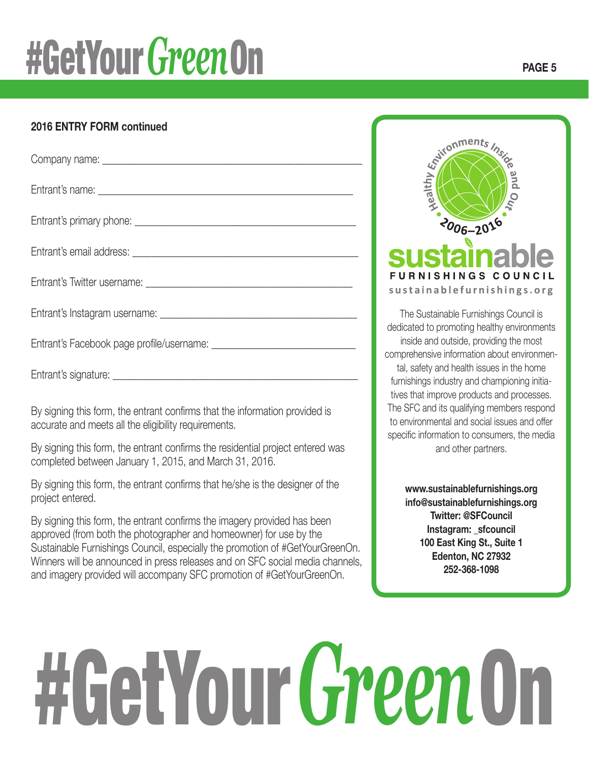# #GetYourGreenOn

## 2016 ENTRY FORM continued

Company name: ______________________________________________

Entrant's name: ______________________________________________

Entrant's primary phone: ______________________________________

Entrant's email address: ______________________________________

Entrant's Twitter username: ____________________________________

Entrant's Instagram username: __________________________________

Entrant's Facebook page profile/username: _________________________

Entrant's signature: __________________________________________

By signing this form, the entrant confirms that the information provided is accurate and meets all the eligibility requirements.

By signing this form, the entrant confirms the residential project entered was completed between January 1, 2015, and March 31, 2016.

By signing this form, the entrant confirms that he/she is the designer of the project entered.

By signing this form, the entrant confirms the imagery provided has been approved (from both the photographer and homeowner) for use by the Sustainable Furnishings Council, especially the promotion of #GetYourGreenOn. Winners will be announced in press releases and on SFC social media channels, and imagery provided will accompany SFC promotion of #GetYourGreenOn.

Healthy Environments Inside and Out

2006–2016

sustainable
FURNISHINGS COUNCIL
sustainablefurnishings.org

The Sustainable Furnishings Council is dedicated to promoting healthy environments inside and outside, providing the most comprehensive information about environmental, safety and health issues in the home furnishings industry and championing initiatives that improve products and processes. The SFC and its qualifying members respond to environmental and social issues and offer specific information to consumers, the media and other partners.

**www.sustainablefurnishings.org**
**info@sustainablefurnishings.org**
**Twitter: @SFCouncil**
**Instagram: _sfcouncil**
**100 East King St., Suite 1**
**Edenton, NC 27932**
**252-368-1098**

# #GetYourGreenOn